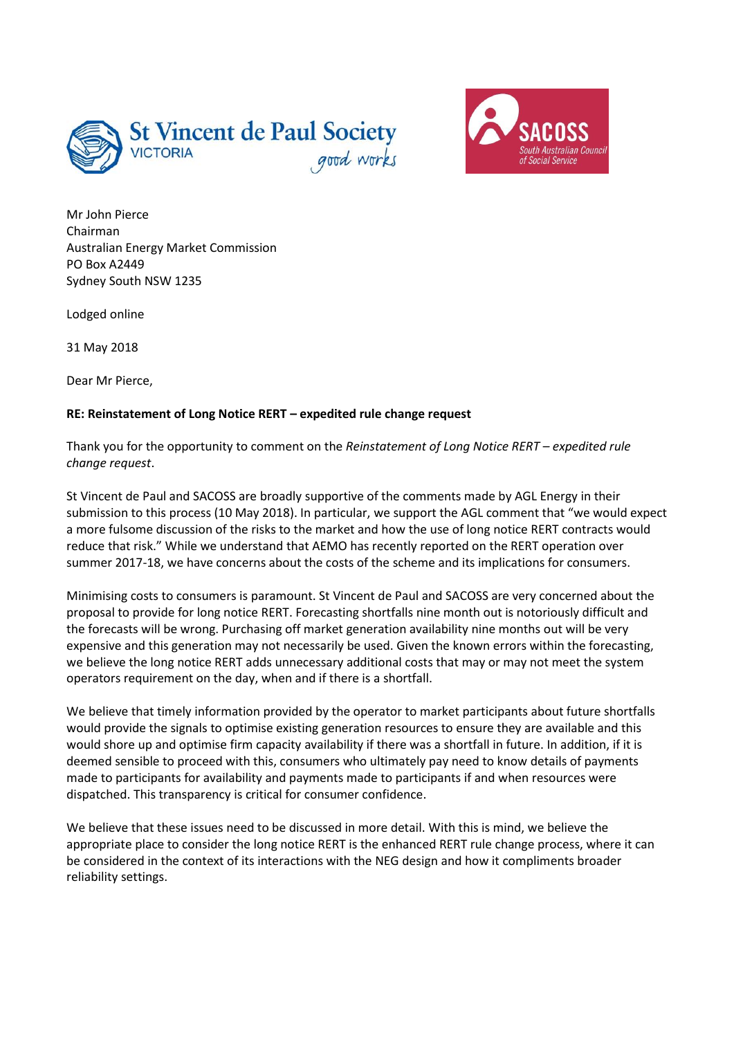Mr John Pierce
Chairman
Australian Energy Market Commission
PO Box A2449
Sydney South NSW 1235

Lodged online

31 May 2018

Dear Mr Pierce,

**RE: Reinstatement of Long Notice RERT – expedited rule change request**

Thank you for the opportunity to comment on the *Reinstatement of Long Notice RERT – expedited rule change request*.

St Vincent de Paul and SACOSS are broadly supportive of the comments made by AGL Energy in their submission to this process (10 May 2018). In particular, we support the AGL comment that "we would expect a more fulsome discussion of the risks to the market and how the use of long notice RERT contracts would reduce that risk." While we understand that AEMO has recently reported on the RERT operation over summer 2017-18, we have concerns about the costs of the scheme and its implications for consumers.

Minimising costs to consumers is paramount. St Vincent de Paul and SACOSS are very concerned about the proposal to provide for long notice RERT. Forecasting shortfalls nine month out is notoriously difficult and the forecasts will be wrong. Purchasing off market generation availability nine months out will be very expensive and this generation may not necessarily be used. Given the known errors within the forecasting, we believe the long notice RERT adds unnecessary additional costs that may or may not meet the system operators requirement on the day, when and if there is a shortfall.

We believe that timely information provided by the operator to market participants about future shortfalls would provide the signals to optimise existing generation resources to ensure they are available and this would shore up and optimise firm capacity availability if there was a shortfall in future. In addition, if it is deemed sensible to proceed with this, consumers who ultimately pay need to know details of payments made to participants for availability and payments made to participants if and when resources were dispatched. This transparency is critical for consumer confidence.

We believe that these issues need to be discussed in more detail. With this is mind, we believe the appropriate place to consider the long notice RERT is the enhanced RERT rule change process, where it can be considered in the context of its interactions with the NEG design and how it compliments broader reliability settings.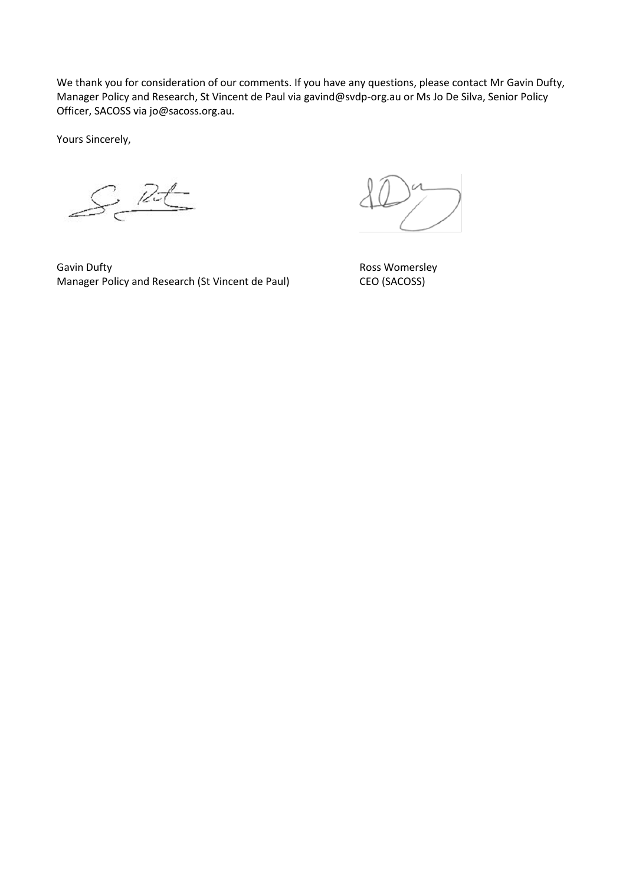We thank you for consideration of our comments. If you have any questions, please contact Mr Gavin Dufty, Manager Policy and Research, St Vincent de Paul via gavind@svdp-org.au or Ms Jo De Silva, Senior Policy Officer, SACOSS via jo@sacoss.org.au.

Yours Sincerely,

Gavin Dufty
Manager Policy and Research (St Vincent de Paul)

Ross Womersley
CEO (SACOSS)